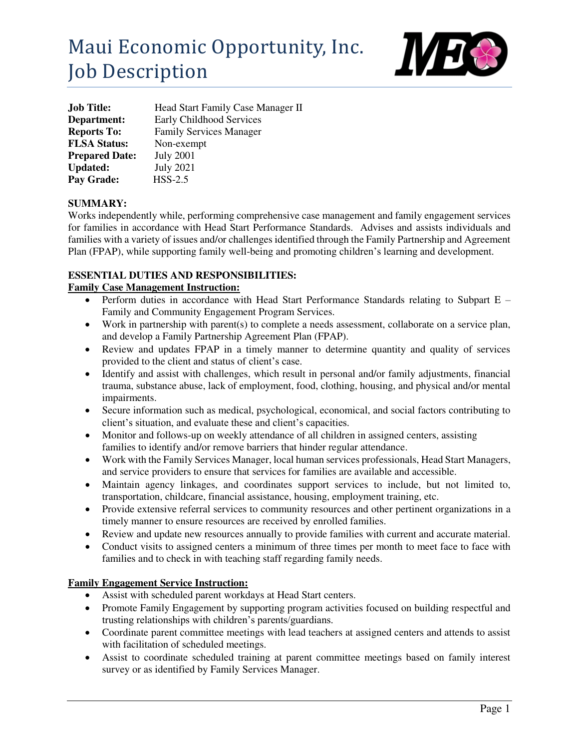# Maui Economic Opportunity, Inc.
# Job Description

**Job Title:** Head Start Family Case Manager II
**Department:** Early Childhood Services
**Reports To:** Family Services Manager
**FLSA Status:** Non-exempt
**Prepared Date:** July 2001
**Updated:** July 2021
**Pay Grade:** HSS-2.5

**SUMMARY:**
Works independently while, performing comprehensive case management and family engagement services for families in accordance with Head Start Performance Standards. Advises and assists individuals and families with a variety of issues and/or challenges identified through the Family Partnership and Agreement Plan (FPAP), while supporting family well-being and promoting children's learning and development.

**ESSENTIAL DUTIES AND RESPONSIBILITIES:**

**Family Case Management Instruction:**

- Perform duties in accordance with Head Start Performance Standards relating to Subpart E – Family and Community Engagement Program Services.
- Work in partnership with parent(s) to complete a needs assessment, collaborate on a service plan, and develop a Family Partnership Agreement Plan (FPAP).
- Review and updates FPAP in a timely manner to determine quantity and quality of services provided to the client and status of client's case.
- Identify and assist with challenges, which result in personal and/or family adjustments, financial trauma, substance abuse, lack of employment, food, clothing, housing, and physical and/or mental impairments.
- Secure information such as medical, psychological, economical, and social factors contributing to client's situation, and evaluate these and client's capacities.
- Monitor and follows-up on weekly attendance of all children in assigned centers, assisting families to identify and/or remove barriers that hinder regular attendance.
- Work with the Family Services Manager, local human services professionals, Head Start Managers, and service providers to ensure that services for families are available and accessible.
- Maintain agency linkages, and coordinates support services to include, but not limited to, transportation, childcare, financial assistance, housing, employment training, etc.
- Provide extensive referral services to community resources and other pertinent organizations in a timely manner to ensure resources are received by enrolled families.
- Review and update new resources annually to provide families with current and accurate material.
- Conduct visits to assigned centers a minimum of three times per month to meet face to face with families and to check in with teaching staff regarding family needs.

**Family Engagement Service Instruction:**

- Assist with scheduled parent workdays at Head Start centers.
- Promote Family Engagement by supporting program activities focused on building respectful and trusting relationships with children's parents/guardians.
- Coordinate parent committee meetings with lead teachers at assigned centers and attends to assist with facilitation of scheduled meetings.
- Assist to coordinate scheduled training at parent committee meetings based on family interest survey or as identified by Family Services Manager.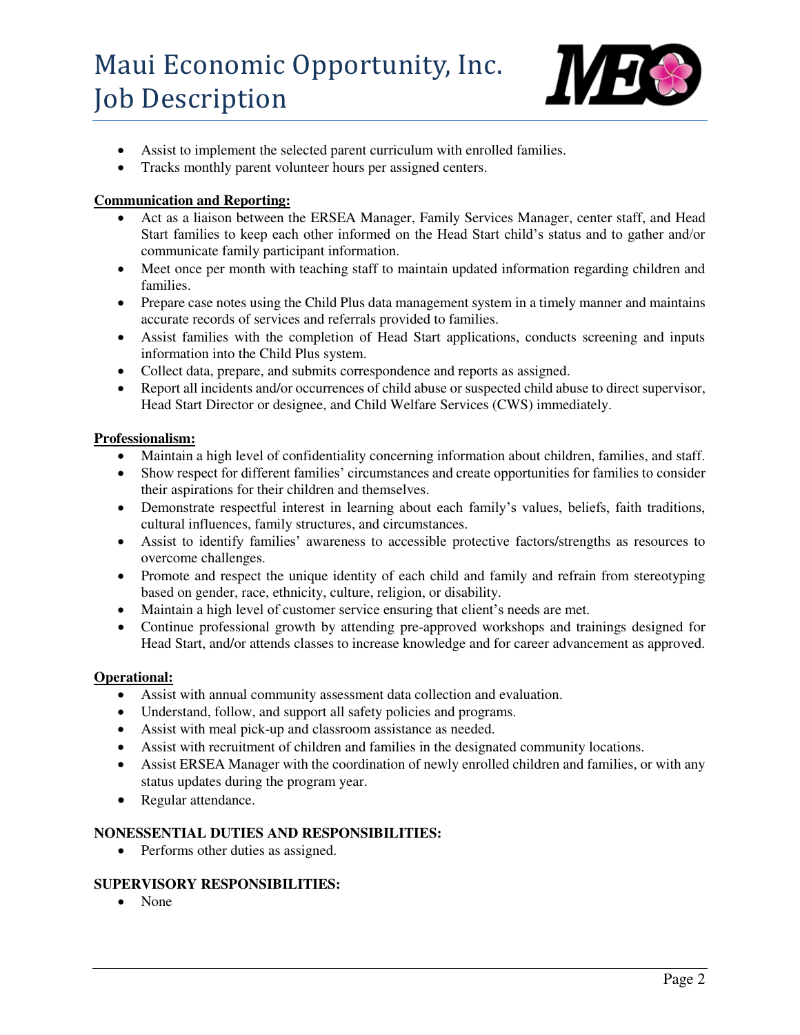- Assist to implement the selected parent curriculum with enrolled families.
- Tracks monthly parent volunteer hours per assigned centers.

**Communication and Reporting:**

- Act as a liaison between the ERSEA Manager, Family Services Manager, center staff, and Head Start families to keep each other informed on the Head Start child's status and to gather and/or communicate family participant information.
- Meet once per month with teaching staff to maintain updated information regarding children and families.
- Prepare case notes using the Child Plus data management system in a timely manner and maintains accurate records of services and referrals provided to families.
- Assist families with the completion of Head Start applications, conducts screening and inputs information into the Child Plus system.
- Collect data, prepare, and submits correspondence and reports as assigned.
- Report all incidents and/or occurrences of child abuse or suspected child abuse to direct supervisor, Head Start Director or designee, and Child Welfare Services (CWS) immediately.

**Professionalism:**

- Maintain a high level of confidentiality concerning information about children, families, and staff.
- Show respect for different families' circumstances and create opportunities for families to consider their aspirations for their children and themselves.
- Demonstrate respectful interest in learning about each family's values, beliefs, faith traditions, cultural influences, family structures, and circumstances.
- Assist to identify families' awareness to accessible protective factors/strengths as resources to overcome challenges.
- Promote and respect the unique identity of each child and family and refrain from stereotyping based on gender, race, ethnicity, culture, religion, or disability.
- Maintain a high level of customer service ensuring that client's needs are met.
- Continue professional growth by attending pre-approved workshops and trainings designed for Head Start, and/or attends classes to increase knowledge and for career advancement as approved.

**Operational:**

- Assist with annual community assessment data collection and evaluation.
- Understand, follow, and support all safety policies and programs.
- Assist with meal pick-up and classroom assistance as needed.
- Assist with recruitment of children and families in the designated community locations.
- Assist ERSEA Manager with the coordination of newly enrolled children and families, or with any status updates during the program year.
- Regular attendance.

**NONESSENTIAL DUTIES AND RESPONSIBILITIES:**

- Performs other duties as assigned.

**SUPERVISORY RESPONSIBILITIES:**

- None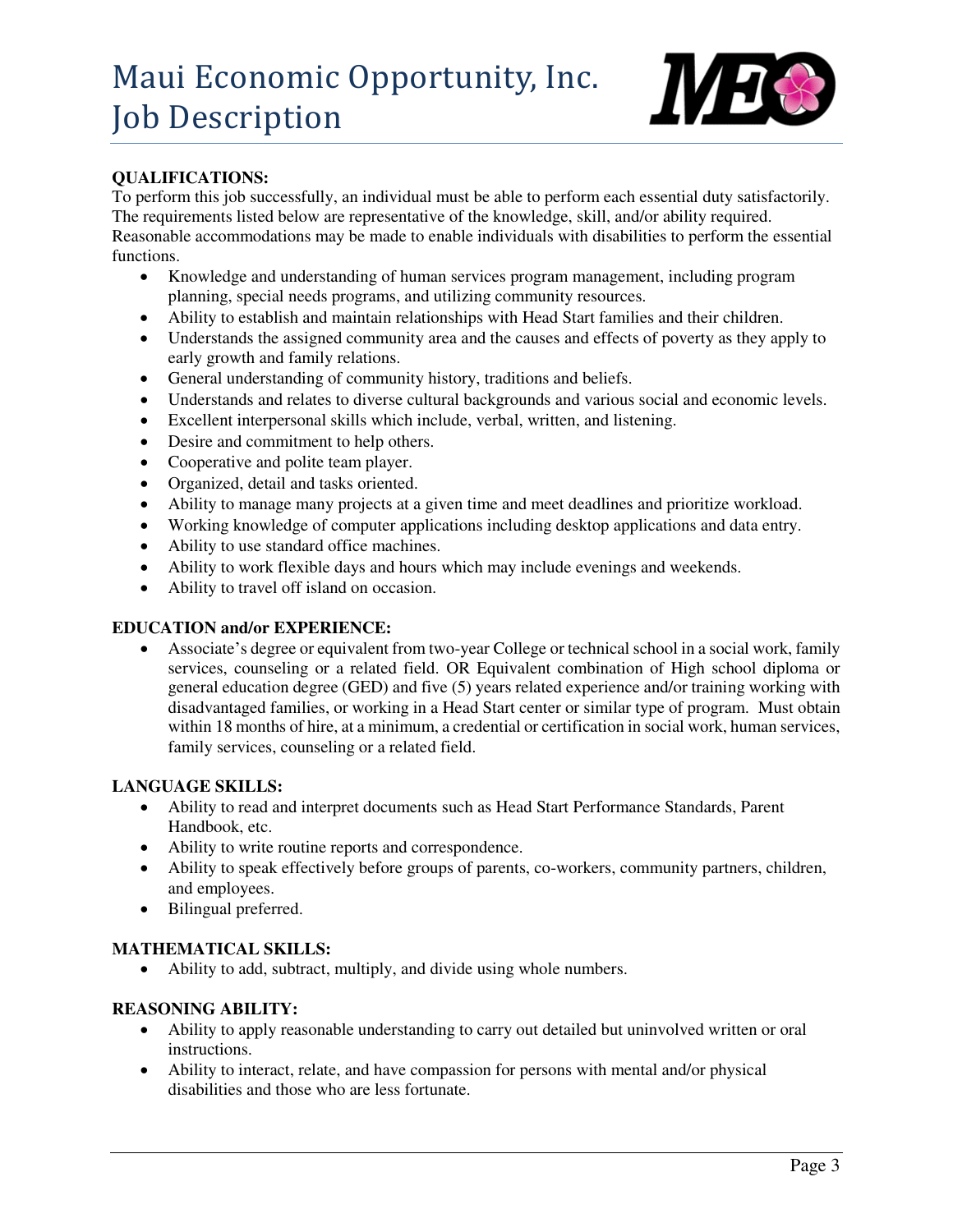**QUALIFICATIONS:**

To perform this job successfully, an individual must be able to perform each essential duty satisfactorily. The requirements listed below are representative of the knowledge, skill, and/or ability required. Reasonable accommodations may be made to enable individuals with disabilities to perform the essential functions.

- Knowledge and understanding of human services program management, including program planning, special needs programs, and utilizing community resources.
- Ability to establish and maintain relationships with Head Start families and their children.
- Understands the assigned community area and the causes and effects of poverty as they apply to early growth and family relations.
- General understanding of community history, traditions and beliefs.
- Understands and relates to diverse cultural backgrounds and various social and economic levels.
- Excellent interpersonal skills which include, verbal, written, and listening.
- Desire and commitment to help others.
- Cooperative and polite team player.
- Organized, detail and tasks oriented.
- Ability to manage many projects at a given time and meet deadlines and prioritize workload.
- Working knowledge of computer applications including desktop applications and data entry.
- Ability to use standard office machines.
- Ability to work flexible days and hours which may include evenings and weekends.
- Ability to travel off island on occasion.

**EDUCATION and/or EXPERIENCE:**

- Associate's degree or equivalent from two-year College or technical school in a social work, family services, counseling or a related field. OR Equivalent combination of High school diploma or general education degree (GED) and five (5) years related experience and/or training working with disadvantaged families, or working in a Head Start center or similar type of program. Must obtain within 18 months of hire, at a minimum, a credential or certification in social work, human services, family services, counseling or a related field.

**LANGUAGE SKILLS:**

- Ability to read and interpret documents such as Head Start Performance Standards, Parent Handbook, etc.
- Ability to write routine reports and correspondence.
- Ability to speak effectively before groups of parents, co-workers, community partners, children, and employees.
- Bilingual preferred.

**MATHEMATICAL SKILLS:**

- Ability to add, subtract, multiply, and divide using whole numbers.

**REASONING ABILITY:**

- Ability to apply reasonable understanding to carry out detailed but uninvolved written or oral instructions.
- Ability to interact, relate, and have compassion for persons with mental and/or physical disabilities and those who are less fortunate.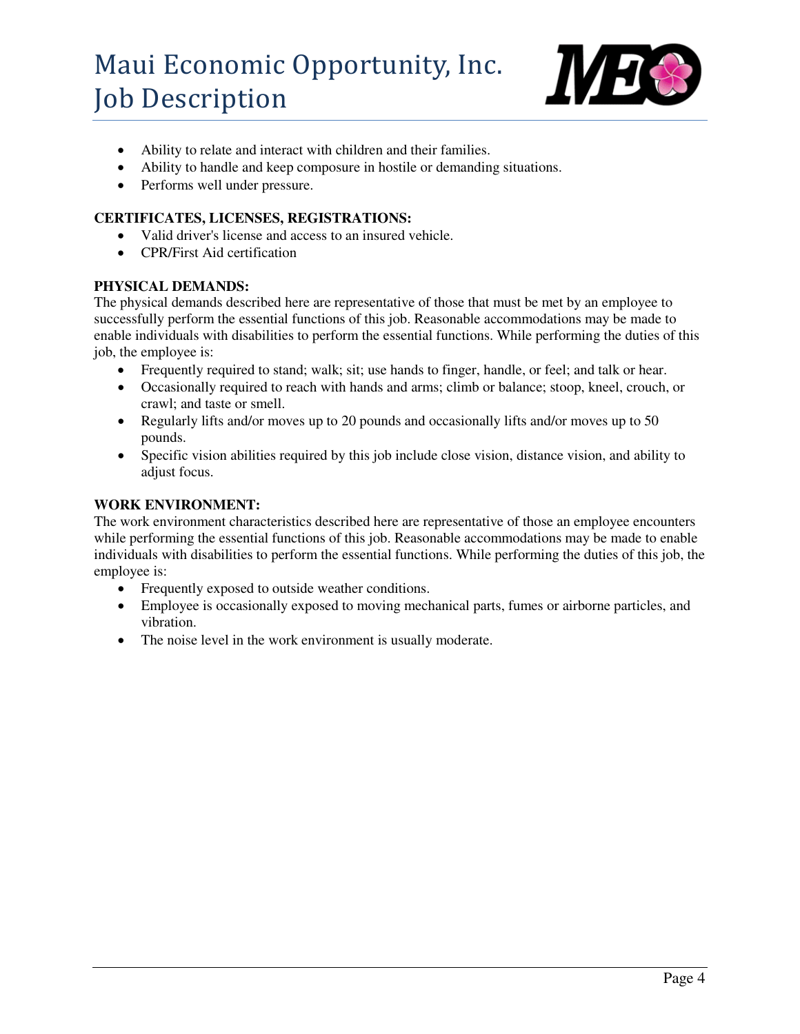- Ability to relate and interact with children and their families.
- Ability to handle and keep composure in hostile or demanding situations.
- Performs well under pressure.

**CERTIFICATES, LICENSES, REGISTRATIONS:**

- Valid driver's license and access to an insured vehicle.
- CPR/First Aid certification

**PHYSICAL DEMANDS:**

The physical demands described here are representative of those that must be met by an employee to successfully perform the essential functions of this job. Reasonable accommodations may be made to enable individuals with disabilities to perform the essential functions. While performing the duties of this job, the employee is:

- Frequently required to stand; walk; sit; use hands to finger, handle, or feel; and talk or hear.
- Occasionally required to reach with hands and arms; climb or balance; stoop, kneel, crouch, or crawl; and taste or smell.
- Regularly lifts and/or moves up to 20 pounds and occasionally lifts and/or moves up to 50 pounds.
- Specific vision abilities required by this job include close vision, distance vision, and ability to adjust focus.

**WORK ENVIRONMENT:**

The work environment characteristics described here are representative of those an employee encounters while performing the essential functions of this job. Reasonable accommodations may be made to enable individuals with disabilities to perform the essential functions. While performing the duties of this job, the employee is:

- Frequently exposed to outside weather conditions.
- Employee is occasionally exposed to moving mechanical parts, fumes or airborne particles, and vibration.
- The noise level in the work environment is usually moderate.